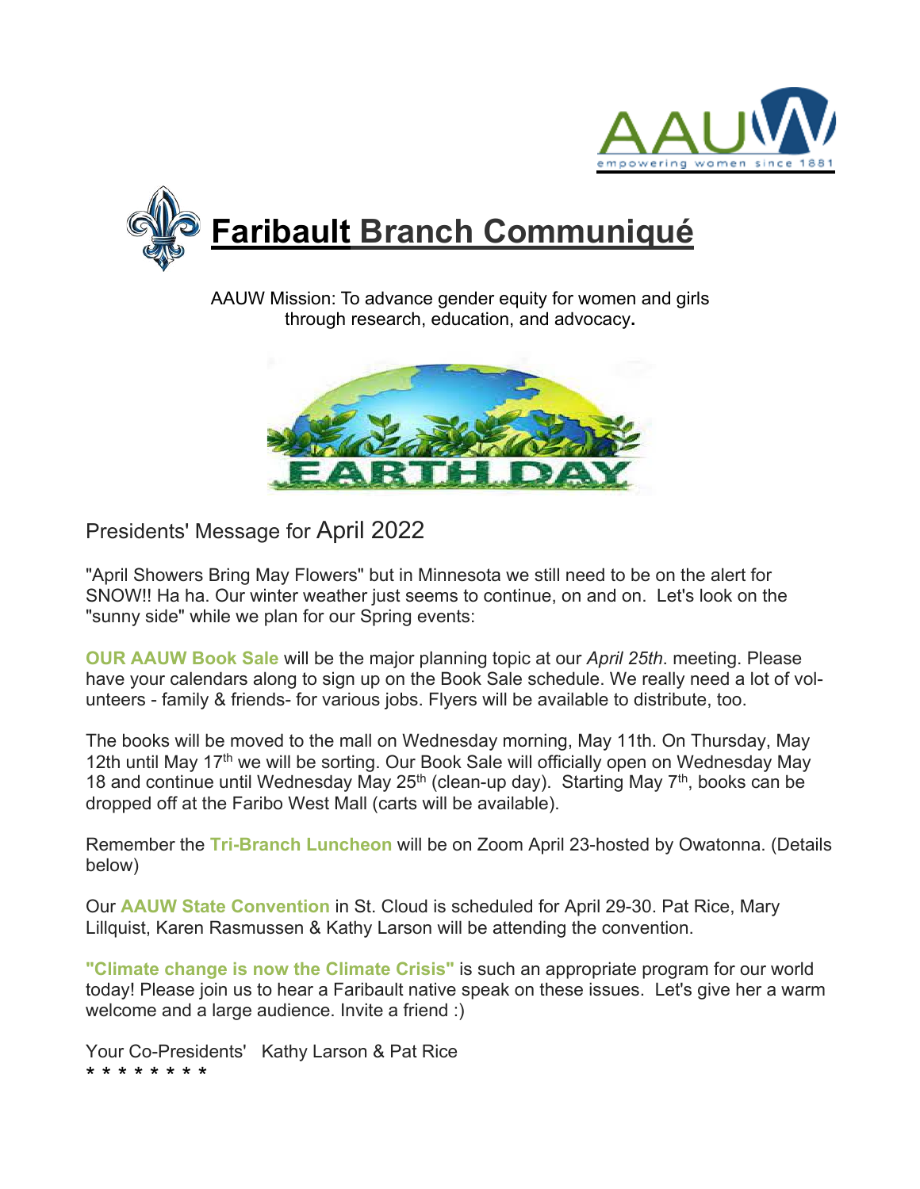# Faribault Branch Communiqué

AAUW Mission: To advance gender equity for women and girls through research, education, and advocacy.

## Presidents' Message for April 2022

"April Showers Bring May Flowers" but in Minnesota we still need to be on the alert for SNOW!! Ha ha. Our winter weather just seems to continue, on and on. Let's look on the "sunny side" while we plan for our Spring events:

**OUR AAUW Book Sale** will be the major planning topic at our *April 25th*. meeting. Please have your calendars along to sign up on the Book Sale schedule. We really need a lot of volunteers - family & friends- for various jobs. Flyers will be available to distribute, too.

The books will be moved to the mall on Wednesday morning, May 11th. On Thursday, May 12th until May 17th we will be sorting. Our Book Sale will officially open on Wednesday May 18 and continue until Wednesday May 25th (clean-up day). Starting May 7th, books can be dropped off at the Faribo West Mall (carts will be available).

Remember the **Tri-Branch Luncheon** will be on Zoom April 23-hosted by Owatonna. (Details below)

Our **AAUW State Convention** in St. Cloud is scheduled for April 29-30. Pat Rice, Mary Lillquist, Karen Rasmussen & Kathy Larson will be attending the convention.

**"Climate change is now the Climate Crisis"** is such an appropriate program for our world today! Please join us to hear a Faribault native speak on these issues. Let's give her a warm welcome and a large audience. Invite a friend :)

Your Co-Presidents' Kathy Larson & Pat Rice

* * * * * * * *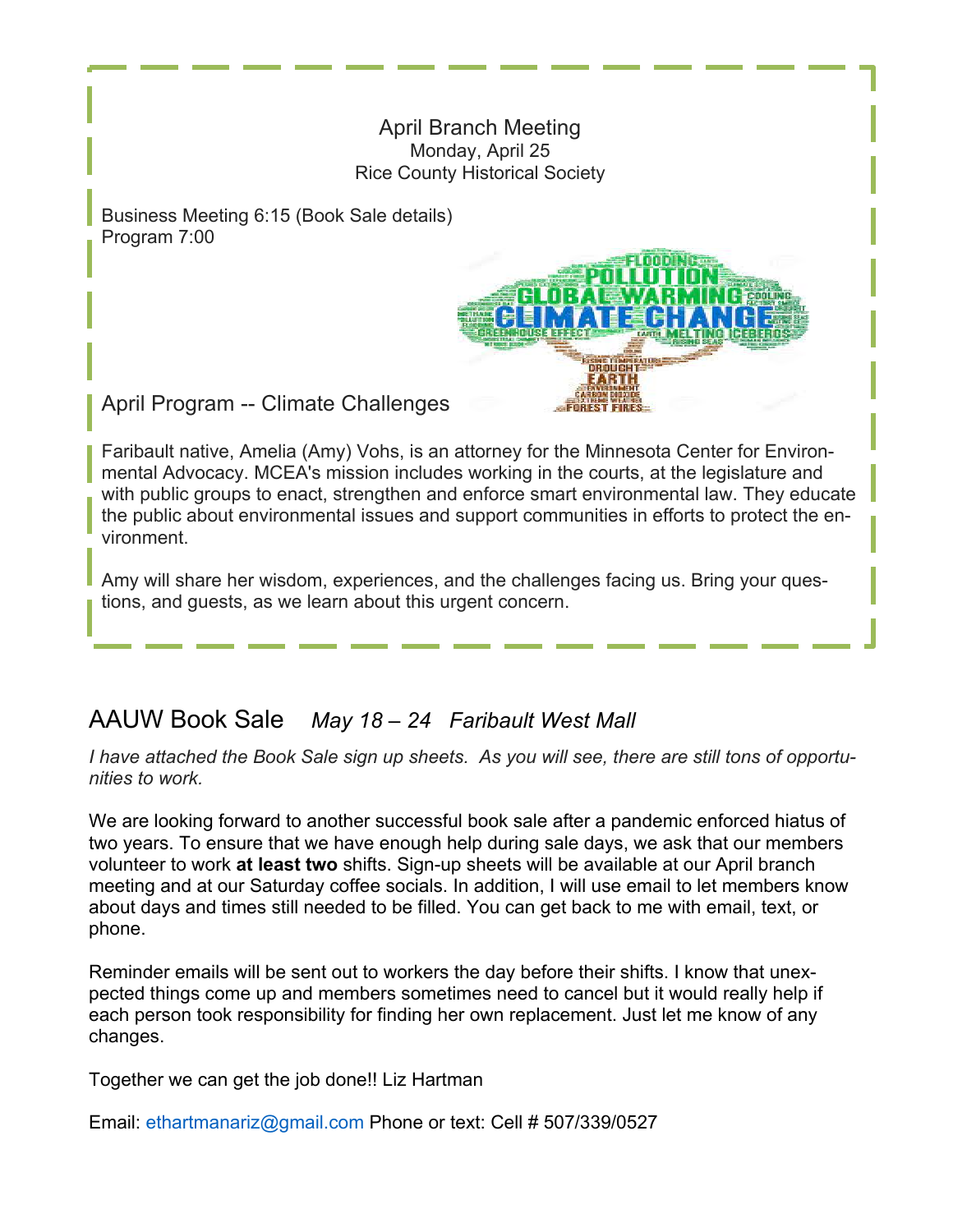## April Branch Meeting

Monday, April 25
Rice County Historical Society

Business Meeting 6:15 (Book Sale details)
Program 7:00

### April Program -- Climate Challenges

Faribault native, Amelia (Amy) Vohs, is an attorney for the Minnesota Center for Environmental Advocacy. MCEA's mission includes working in the courts, at the legislature and with public groups to enact, strengthen and enforce smart environmental law. They educate the public about environmental issues and support communities in efforts to protect the environment.

Amy will share her wisdom, experiences, and the challenges facing us. Bring your questions, and guests, as we learn about this urgent concern.

## AAUW Book Sale *May 18 – 24 Faribault West Mall*

*I have attached the Book Sale sign up sheets. As you will see, there are still tons of opportunities to work.*

We are looking forward to another successful book sale after a pandemic enforced hiatus of two years. To ensure that we have enough help during sale days, we ask that our members volunteer to work **at least two** shifts. Sign-up sheets will be available at our April branch meeting and at our Saturday coffee socials. In addition, I will use email to let members know about days and times still needed to be filled. You can get back to me with email, text, or phone.

Reminder emails will be sent out to workers the day before their shifts. I know that unexpected things come up and members sometimes need to cancel but it would really help if each person took responsibility for finding her own replacement. Just let me know of any changes.

Together we can get the job done!! Liz Hartman

Email: ethartmanariz@gmail.com Phone or text: Cell # 507/339/0527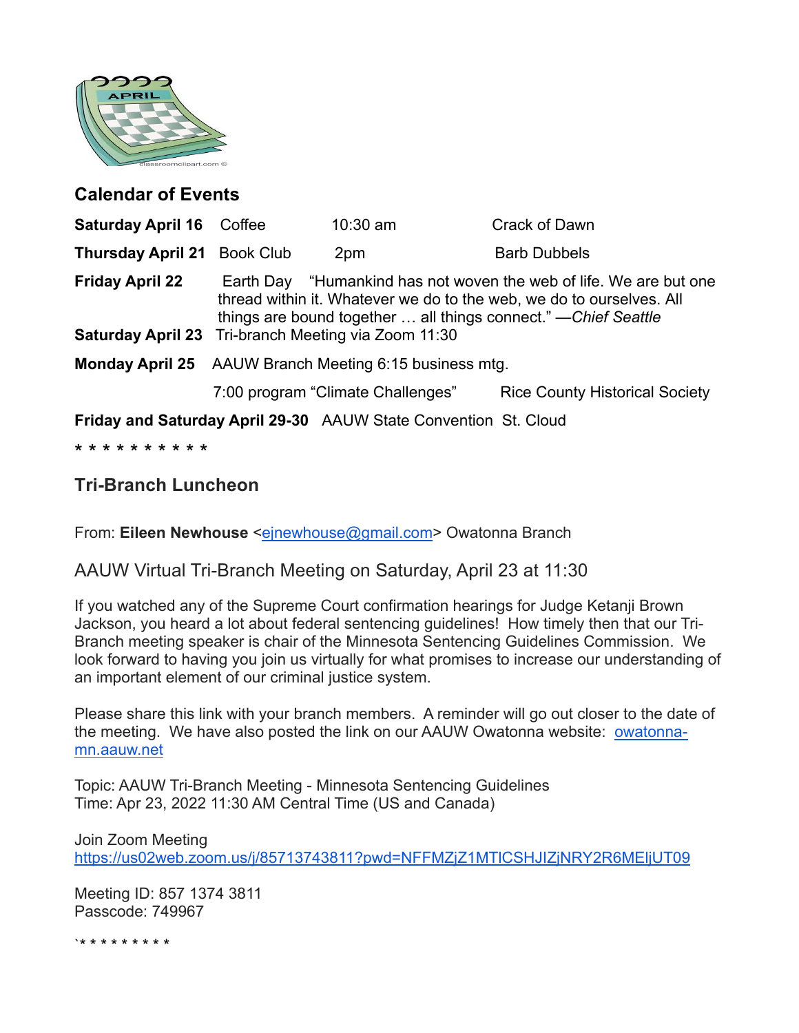## Calendar of Events

| | | | |
|---|---|---|---|
| **Saturday April 16** | Coffee | 10:30 am | Crack of Dawn |
| **Thursday April 21** | Book Club | 2pm | Barb Dubbels |
| **Friday April 22** | Earth Day "Humankind has not woven the web of life. We are but one thread within it. Whatever we do to the web, we do to ourselves. All things are bound together … all things connect." —*Chief Seattle* | | |
| **Saturday April 23** | Tri-branch Meeting via Zoom 11:30 | | |
| **Monday April 25** | AAUW Branch Meeting 6:15 business mtg. | | |
| | 7:00 program "Climate Challenges" | | Rice County Historical Society |
| **Friday and Saturday April 29-30** | AAUW State Convention | St. Cloud | |

* * * * * * * * * * *

## Tri-Branch Luncheon

From: **Eileen Newhouse** <ejnewhouse@gmail.com> Owatonna Branch

AAUW Virtual Tri-Branch Meeting on Saturday, April 23 at 11:30

If you watched any of the Supreme Court confirmation hearings for Judge Ketanji Brown Jackson, you heard a lot about federal sentencing guidelines! How timely then that our Tri-Branch meeting speaker is chair of the Minnesota Sentencing Guidelines Commission. We look forward to having you join us virtually for what promises to increase our understanding of an important element of our criminal justice system.

Please share this link with your branch members. A reminder will go out closer to the date of the meeting. We have also posted the link on our AAUW Owatonna website: owatonna-mn.aauw.net

Topic: AAUW Tri-Branch Meeting - Minnesota Sentencing Guidelines
Time: Apr 23, 2022 11:30 AM Central Time (US and Canada)

Join Zoom Meeting
https://us02web.zoom.us/j/85713743811?pwd=NFFMZjZ1MTlCSHJIZjNRY2R6MElJUT09

Meeting ID: 857 1374 3811
Passcode: 749967

`* * * * * * * * * *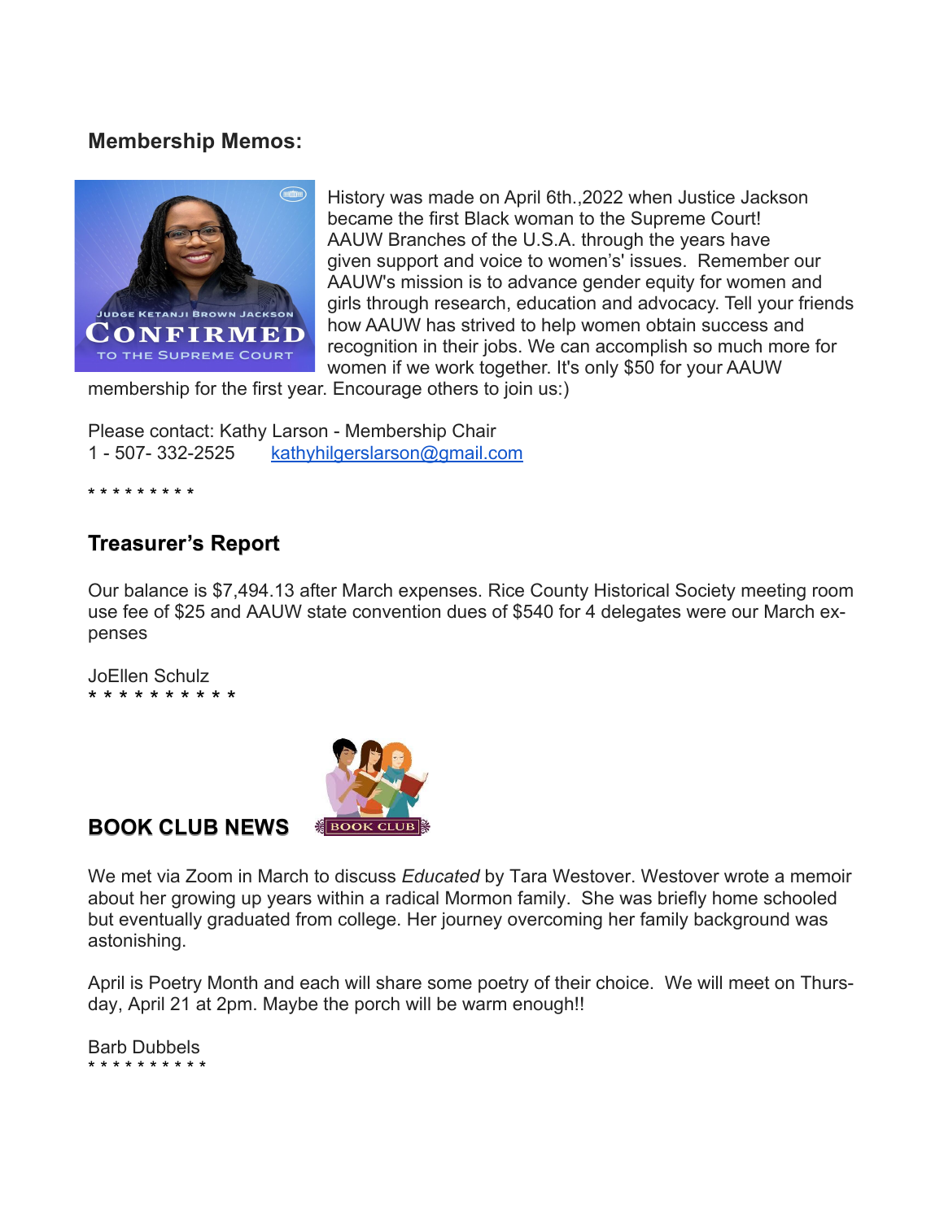## Membership Memos:

History was made on April 6th.,2022 when Justice Jackson became the first Black woman to the Supreme Court! AAUW Branches of the U.S.A. through the years have given support and voice to women's' issues. Remember our AAUW's mission is to advance gender equity for women and girls through research, education and advocacy. Tell your friends how AAUW has strived to help women obtain success and recognition in their jobs. We can accomplish so much more for women if we work together. It's only $50 for your AAUW membership for the first year. Encourage others to join us:)

Please contact: Kathy Larson - Membership Chair
1 - 507- 332-2525 kathyhilgerslarson@gmail.com

* * * * * * * * *

## Treasurer's Report

Our balance is $7,494.13 after March expenses. Rice County Historical Society meeting room use fee of $25 and AAUW state convention dues of $540 for 4 delegates were our March expenses

JoEllen Schulz
* * * * * * * * * *

## BOOK CLUB NEWS

We met via Zoom in March to discuss *Educated* by Tara Westover. Westover wrote a memoir about her growing up years within a radical Mormon family. She was briefly home schooled but eventually graduated from college. Her journey overcoming her family background was astonishing.

April is Poetry Month and each will share some poetry of their choice. We will meet on Thursday, April 21 at 2pm. Maybe the porch will be warm enough!!

Barb Dubbels
* * * * * * * * * *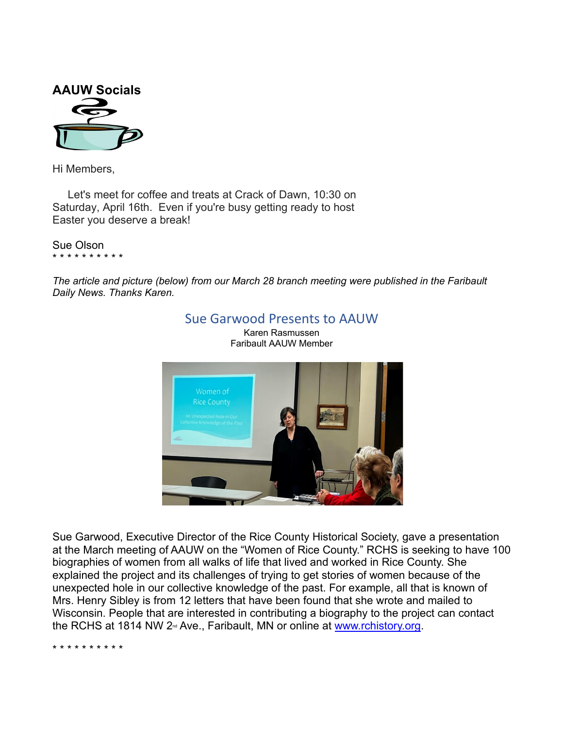## AAUW Socials

Hi Members,

Let's meet for coffee and treats at Crack of Dawn, 10:30 on Saturday, April 16th. Even if you're busy getting ready to host Easter you deserve a break!

Sue Olson

* * * * * * * * * *

*The article and picture (below) from our March 28 branch meeting were published in the Faribault Daily News. Thanks Karen.*

### Sue Garwood Presents to AAUW

Karen Rasmussen
Faribault AAUW Member

Sue Garwood, Executive Director of the Rice County Historical Society, gave a presentation at the March meeting of AAUW on the "Women of Rice County." RCHS is seeking to have 100 biographies of women from all walks of life that lived and worked in Rice County. She explained the project and its challenges of trying to get stories of women because of the unexpected hole in our collective knowledge of the past. For example, all that is known of Mrs. Henry Sibley is from 12 letters that have been found that she wrote and mailed to Wisconsin. People that are interested in contributing a biography to the project can contact the RCHS at 1814 NW 2nd Ave., Faribault, MN or online at www.rchistory.org.

* * * * * * * * * *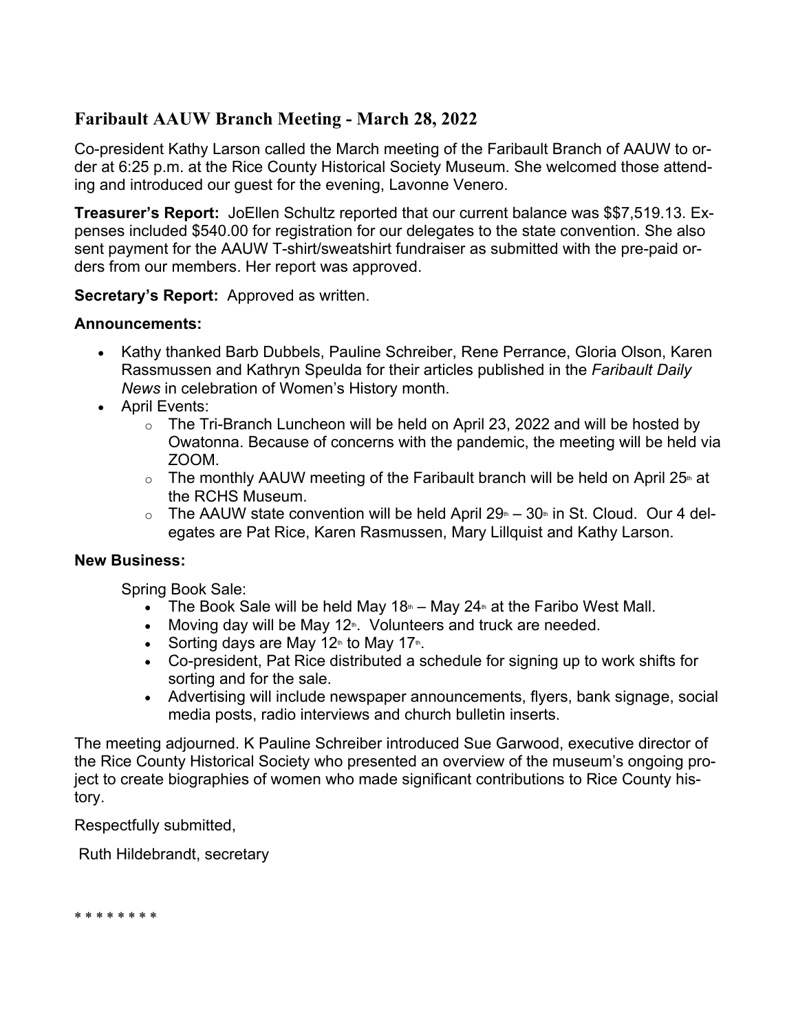## Faribault AAUW Branch Meeting - March 28, 2022

Co-president Kathy Larson called the March meeting of the Faribault Branch of AAUW to order at 6:25 p.m. at the Rice County Historical Society Museum. She welcomed those attending and introduced our guest for the evening, Lavonne Venero.

**Treasurer's Report:** JoEllen Schultz reported that our current balance was $$7,519.13. Expenses included $540.00 for registration for our delegates to the state convention. She also sent payment for the AAUW T-shirt/sweatshirt fundraiser as submitted with the pre-paid orders from our members. Her report was approved.

**Secretary's Report:** Approved as written.

**Announcements:**

- Kathy thanked Barb Dubbels, Pauline Schreiber, Rene Perrance, Gloria Olson, Karen Rassmussen and Kathryn Speulda for their articles published in the *Faribault Daily News* in celebration of Women's History month.
- April Events:
  - The Tri-Branch Luncheon will be held on April 23, 2022 and will be hosted by Owatonna. Because of concerns with the pandemic, the meeting will be held via ZOOM.
  - The monthly AAUW meeting of the Faribault branch will be held on April 25th at the RCHS Museum.
  - The AAUW state convention will be held April 29th – 30th in St. Cloud. Our 4 delegates are Pat Rice, Karen Rasmussen, Mary Lillquist and Kathy Larson.

**New Business:**

Spring Book Sale:

- The Book Sale will be held May 18th – May 24th at the Faribo West Mall.
- Moving day will be May 12th. Volunteers and truck are needed.
- Sorting days are May 12th to May 17th.
- Co-president, Pat Rice distributed a schedule for signing up to work shifts for sorting and for the sale.
- Advertising will include newspaper announcements, flyers, bank signage, social media posts, radio interviews and church bulletin inserts.

The meeting adjourned. K Pauline Schreiber introduced Sue Garwood, executive director of the Rice County Historical Society who presented an overview of the museum's ongoing project to create biographies of women who made significant contributions to Rice County history.

Respectfully submitted,

Ruth Hildebrandt, secretary

* * * * * * * *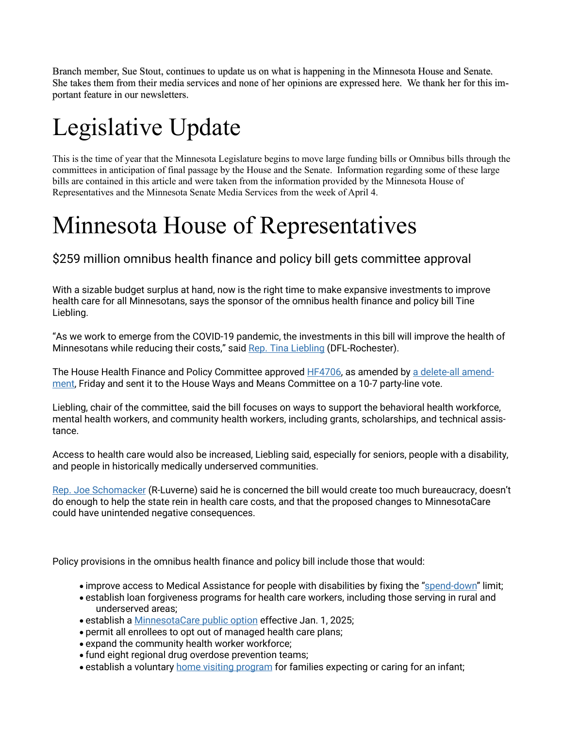Branch member, Sue Stout, continues to update us on what is happening in the Minnesota House and Senate. She takes them from their media services and none of her opinions are expressed here. We thank her for this important feature in our newsletters.

# Legislative Update

This is the time of year that the Minnesota Legislature begins to move large funding bills or Omnibus bills through the committees in anticipation of final passage by the House and the Senate. Information regarding some of these large bills are contained in this article and were taken from the information provided by the Minnesota House of Representatives and the Minnesota Senate Media Services from the week of April 4.

# Minnesota House of Representatives

## $259 million omnibus health finance and policy bill gets committee approval

With a sizable budget surplus at hand, now is the right time to make expansive investments to improve health care for all Minnesotans, says the sponsor of the omnibus health finance and policy bill Tine Liebling.

"As we work to emerge from the COVID-19 pandemic, the investments in this bill will improve the health of Minnesotans while reducing their costs," said Rep. Tina Liebling (DFL-Rochester).

The House Health Finance and Policy Committee approved HF4706, as amended by a delete-all amendment, Friday and sent it to the House Ways and Means Committee on a 10-7 party-line vote.

Liebling, chair of the committee, said the bill focuses on ways to support the behavioral health workforce, mental health workers, and community health workers, including grants, scholarships, and technical assistance.

Access to health care would also be increased, Liebling said, especially for seniors, people with a disability, and people in historically medically underserved communities.

Rep. Joe Schomacker (R-Luverne) said he is concerned the bill would create too much bureaucracy, doesn't do enough to help the state rein in health care costs, and that the proposed changes to MinnesotaCare could have unintended negative consequences.

Policy provisions in the omnibus health finance and policy bill include those that would:

- improve access to Medical Assistance for people with disabilities by fixing the "spend-down" limit;
- establish loan forgiveness programs for health care workers, including those serving in rural and underserved areas;
- establish a MinnesotaCare public option effective Jan. 1, 2025;
- permit all enrollees to opt out of managed health care plans;
- expand the community health worker workforce;
- fund eight regional drug overdose prevention teams;
- establish a voluntary home visiting program for families expecting or caring for an infant;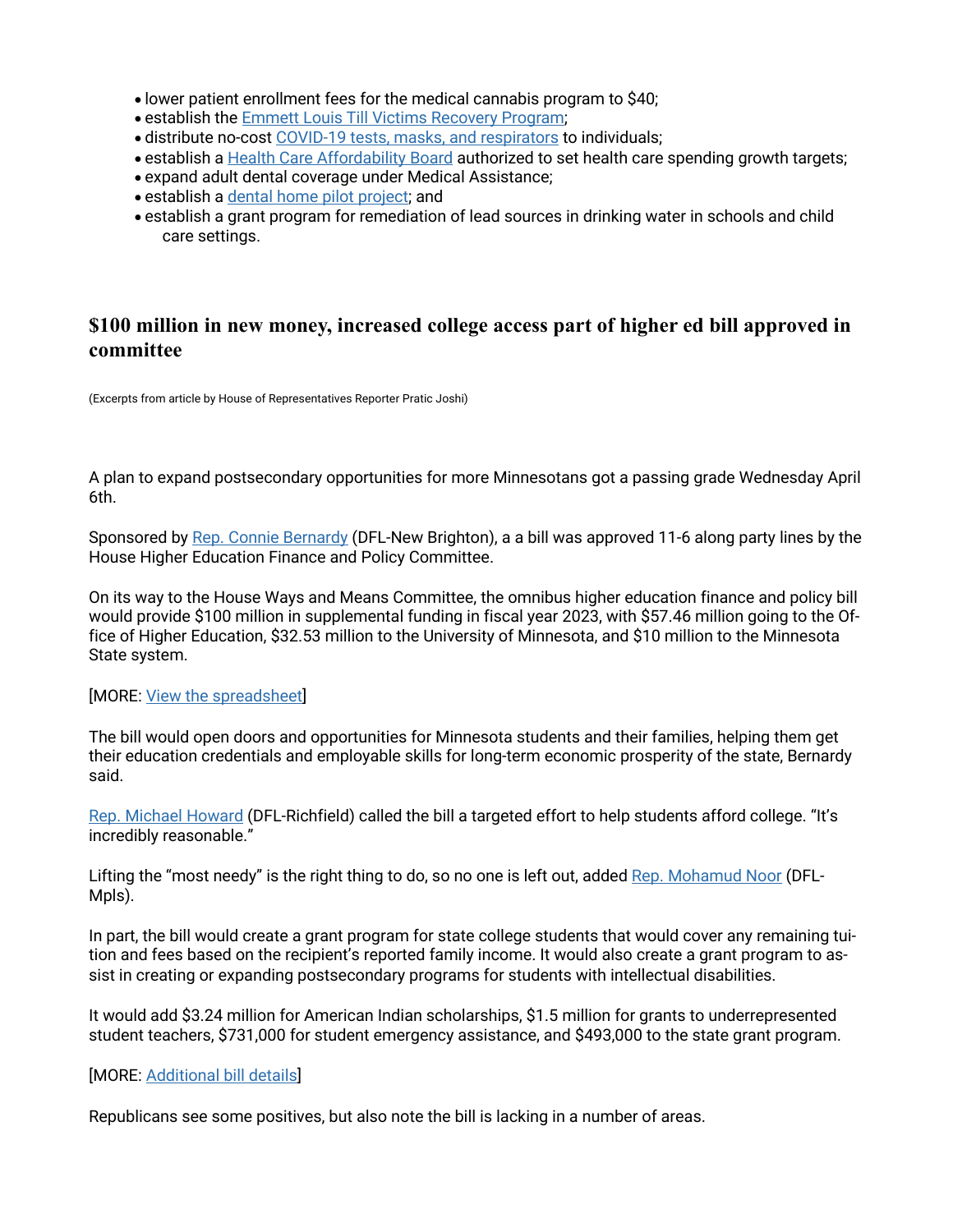- lower patient enrollment fees for the medical cannabis program to $40;
- establish the [Emmett Louis Till Victims Recovery Program](#);
- distribute no-cost [COVID-19 tests, masks, and respirators](#) to individuals;
- establish a [Health Care Affordability Board](#) authorized to set health care spending growth targets;
- expand adult dental coverage under Medical Assistance;
- establish a [dental home pilot project](#); and
- establish a grant program for remediation of lead sources in drinking water in schools and child care settings.

## $100 million in new money, increased college access part of higher ed bill approved in committee

(Excerpts from article by House of Representatives Reporter Pratic Joshi)

A plan to expand postsecondary opportunities for more Minnesotans got a passing grade Wednesday April 6th.

Sponsored by [Rep. Connie Bernardy](#) (DFL-New Brighton), a a bill was approved 11-6 along party lines by the House Higher Education Finance and Policy Committee.

On its way to the House Ways and Means Committee, the omnibus higher education finance and policy bill would provide $100 million in supplemental funding in fiscal year 2023, with $57.46 million going to the Office of Higher Education, $32.53 million to the University of Minnesota, and $10 million to the Minnesota State system.

[MORE: [View the spreadsheet](#)]

The bill would open doors and opportunities for Minnesota students and their families, helping them get their education credentials and employable skills for long-term economic prosperity of the state, Bernardy said.

[Rep. Michael Howard](#) (DFL-Richfield) called the bill a targeted effort to help students afford college. "It's incredibly reasonable."

Lifting the "most needy" is the right thing to do, so no one is left out, added [Rep. Mohamud Noor](#) (DFL-Mpls).

In part, the bill would create a grant program for state college students that would cover any remaining tuition and fees based on the recipient's reported family income. It would also create a grant program to assist in creating or expanding postsecondary programs for students with intellectual disabilities.

It would add $3.24 million for American Indian scholarships, $1.5 million for grants to underrepresented student teachers, $731,000 for student emergency assistance, and $493,000 to the state grant program.

[MORE: [Additional bill details](#)]

Republicans see some positives, but also note the bill is lacking in a number of areas.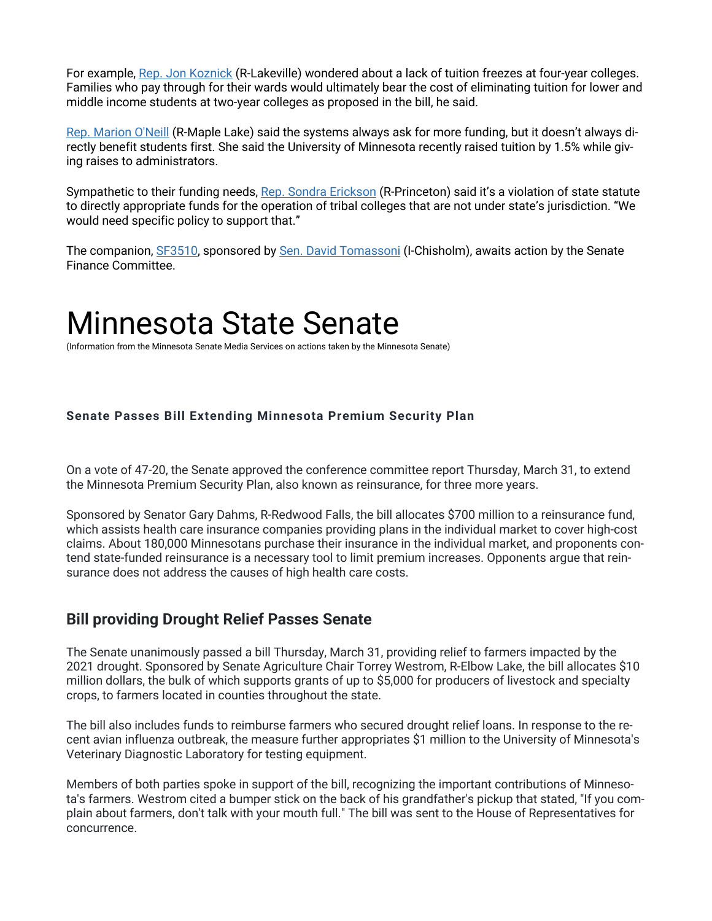For example, [Rep. Jon Koznick](#) (R-Lakeville) wondered about a lack of tuition freezes at four-year colleges. Families who pay through for their wards would ultimately bear the cost of eliminating tuition for lower and middle income students at two-year colleges as proposed in the bill, he said.

[Rep. Marion O'Neill](#) (R-Maple Lake) said the systems always ask for more funding, but it doesn't always directly benefit students first. She said the University of Minnesota recently raised tuition by 1.5% while giving raises to administrators.

Sympathetic to their funding needs, [Rep. Sondra Erickson](#) (R-Princeton) said it's a violation of state statute to directly appropriate funds for the operation of tribal colleges that are not under state's jurisdiction. "We would need specific policy to support that."

The companion, [SF3510](#), sponsored by [Sen. David Tomassoni](#) (I-Chisholm), awaits action by the Senate Finance Committee.

# Minnesota State Senate

(Information from the Minnesota Senate Media Services on actions taken by the Minnesota Senate)

#### Senate Passes Bill Extending Minnesota Premium Security Plan

On a vote of 47-20, the Senate approved the conference committee report Thursday, March 31, to extend the Minnesota Premium Security Plan, also known as reinsurance, for three more years.

Sponsored by Senator Gary Dahms, R-Redwood Falls, the bill allocates $700 million to a reinsurance fund, which assists health care insurance companies providing plans in the individual market to cover high-cost claims. About 180,000 Minnesotans purchase their insurance in the individual market, and proponents contend state-funded reinsurance is a necessary tool to limit premium increases. Opponents argue that reinsurance does not address the causes of high health care costs.

## Bill providing Drought Relief Passes Senate

The Senate unanimously passed a bill Thursday, March 31, providing relief to farmers impacted by the 2021 drought. Sponsored by Senate Agriculture Chair Torrey Westrom, R-Elbow Lake, the bill allocates $10 million dollars, the bulk of which supports grants of up to $5,000 for producers of livestock and specialty crops, to farmers located in counties throughout the state.

The bill also includes funds to reimburse farmers who secured drought relief loans. In response to the recent avian influenza outbreak, the measure further appropriates $1 million to the University of Minnesota's Veterinary Diagnostic Laboratory for testing equipment.

Members of both parties spoke in support of the bill, recognizing the important contributions of Minnesota's farmers. Westrom cited a bumper stick on the back of his grandfather's pickup that stated, "If you complain about farmers, don't talk with your mouth full." The bill was sent to the House of Representatives for concurrence.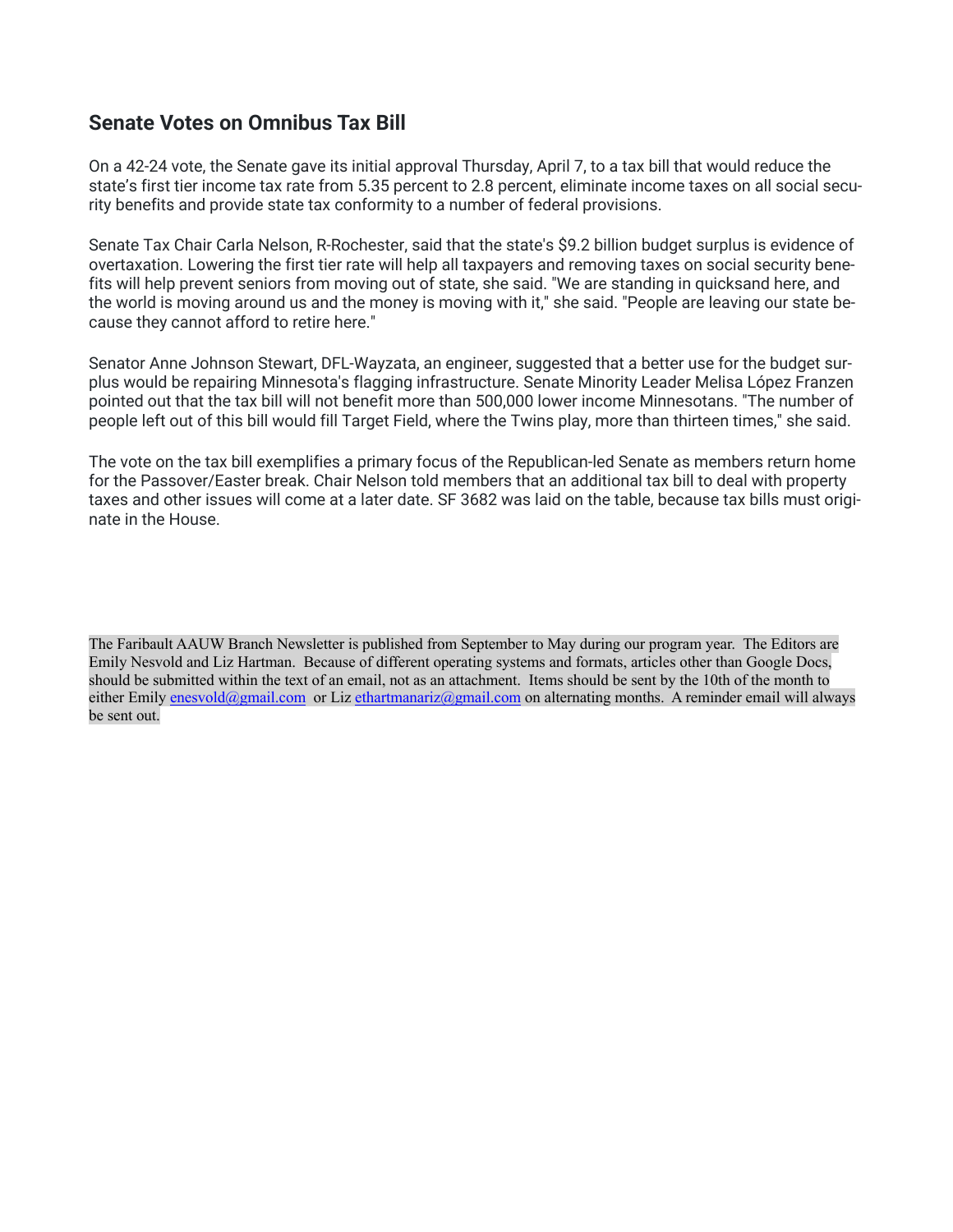## Senate Votes on Omnibus Tax Bill

On a 42-24 vote, the Senate gave its initial approval Thursday, April 7, to a tax bill that would reduce the state's first tier income tax rate from 5.35 percent to 2.8 percent, eliminate income taxes on all social security benefits and provide state tax conformity to a number of federal provisions.

Senate Tax Chair Carla Nelson, R-Rochester, said that the state's $9.2 billion budget surplus is evidence of overtaxation. Lowering the first tier rate will help all taxpayers and removing taxes on social security benefits will help prevent seniors from moving out of state, she said. "We are standing in quicksand here, and the world is moving around us and the money is moving with it," she said. "People are leaving our state because they cannot afford to retire here."

Senator Anne Johnson Stewart, DFL-Wayzata, an engineer, suggested that a better use for the budget surplus would be repairing Minnesota's flagging infrastructure. Senate Minority Leader Melisa López Franzen pointed out that the tax bill will not benefit more than 500,000 lower income Minnesotans. "The number of people left out of this bill would fill Target Field, where the Twins play, more than thirteen times," she said.

The vote on the tax bill exemplifies a primary focus of the Republican-led Senate as members return home for the Passover/Easter break. Chair Nelson told members that an additional tax bill to deal with property taxes and other issues will come at a later date. SF 3682 was laid on the table, because tax bills must originate in the House.

The Faribault AAUW Branch Newsletter is published from September to May during our program year. The Editors are Emily Nesvold and Liz Hartman. Because of different operating systems and formats, articles other than Google Docs, should be submitted within the text of an email, not as an attachment. Items should be sent by the 10th of the month to either Emily enesvold@gmail.com or Liz ethartmanariz@gmail.com on alternating months. A reminder email will always be sent out.